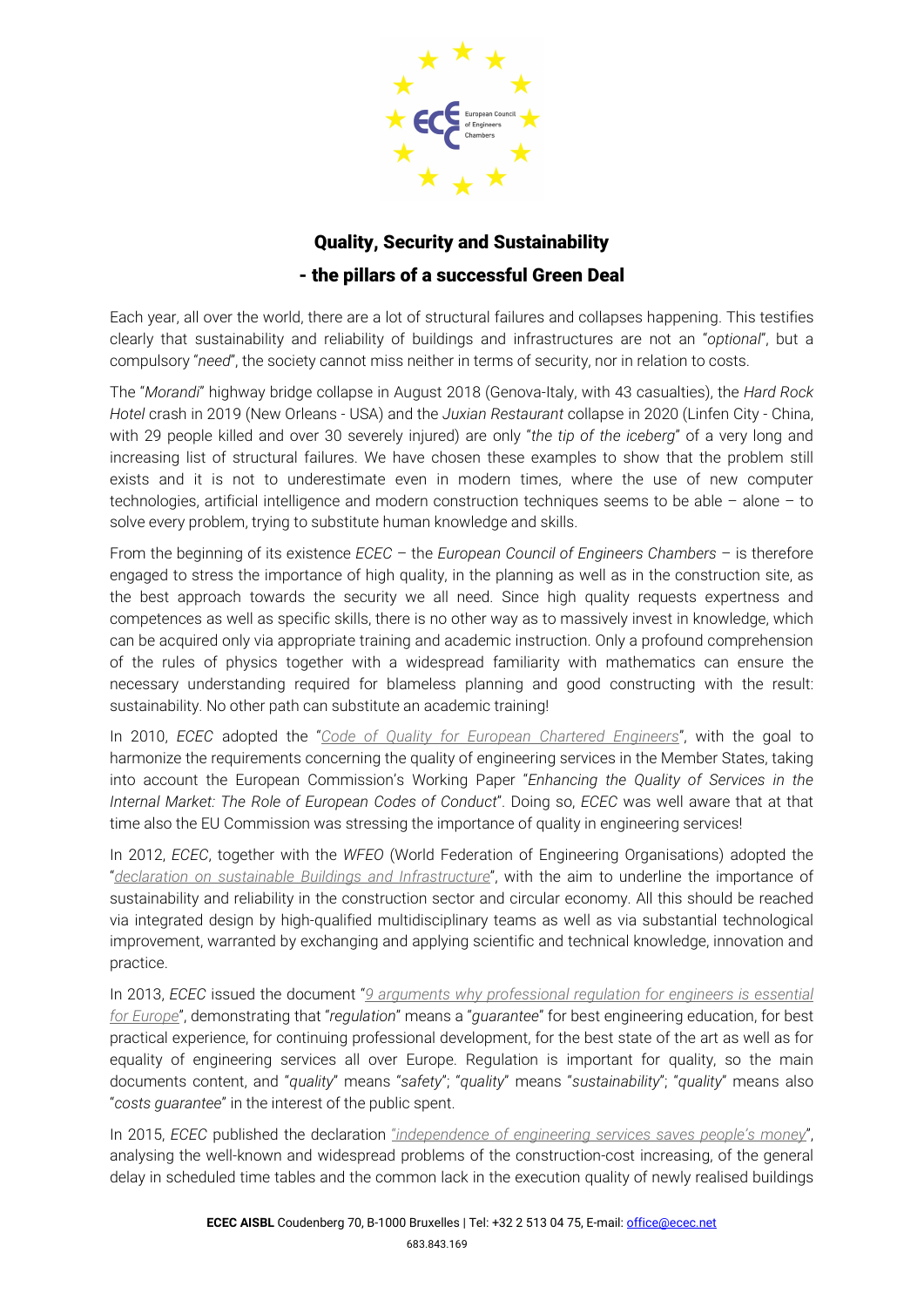## Quality, Security and Sustainability

## - the pillars of a successful Green Deal

Each year, all over the world, there are a lot of structural failures and collapses happening. This testifies clearly that sustainability and reliability of buildings and infrastructures are not an "*optional*", but a compulsory "*need*", the society cannot miss neither in terms of security, nor in relation to costs.

The "*Morandi*" highway bridge collapse in August 2018 (Genova-Italy, with 43 casualties), the *Hard Rock Hotel* crash in 2019 (New Orleans - USA) and the *Juxian Restaurant* collapse in 2020 (Linfen City - China, with 29 people killed and over 30 severely injured) are only "*the tip of the iceberg*" of a very long and increasing list of structural failures. We have chosen these examples to show that the problem still exists and it is not to underestimate even in modern times, where the use of new computer technologies, artificial intelligence and modern construction techniques seems to be able – alone – to solve every problem, trying to substitute human knowledge and skills.

From the beginning of its existence *ECEC* – the *European Council of Engineers Chambers* – is therefore engaged to stress the importance of high quality, in the planning as well as in the construction site, as the best approach towards the security we all need. Since high quality requests expertness and competences as well as specific skills, there is no other way as to massively invest in knowledge, which can be acquired only via appropriate training and academic instruction. Only a profound comprehension of the rules of physics together with a widespread familiarity with mathematics can ensure the necessary understanding required for blameless planning and good constructing with the result: sustainability. No other path can substitute an academic training!

In 2010, *ECEC* adopted the "*Code of Quality for European Chartered Engineers*", with the goal to harmonize the requirements concerning the quality of engineering services in the Member States, taking into account the European Commission's Working Paper "*Enhancing the Quality of Services in the Internal Market: The Role of European Codes of Conduct*". Doing so, *ECEC* was well aware that at that time also the EU Commission was stressing the importance of quality in engineering services!

In 2012, *ECEC*, together with the *WFEO* (World Federation of Engineering Organisations) adopted the "*declaration on sustainable Buildings and Infrastructure*", with the aim to underline the importance of sustainability and reliability in the construction sector and circular economy. All this should be reached via integrated design by high-qualified multidisciplinary teams as well as via substantial technological improvement, warranted by exchanging and applying scientific and technical knowledge, innovation and practice.

In 2013, *ECEC* issued the document "*9 arguments why professional regulation for engineers is essential for Europe*", demonstrating that "*regulation*" means a "*guarantee*" for best engineering education, for best practical experience, for continuing professional development, for the best state of the art as well as for equality of engineering services all over Europe. Regulation is important for quality, so the main documents content, and "*quality*" means "*safety*"; "*quality*" means "*sustainability*"; "*quality*" means also "*costs guarantee*" in the interest of the public spent.

In 2015, *ECEC* published the declaration "*independence of engineering services saves people's money*", analysing the well-known and widespread problems of the construction-cost increasing, of the general delay in scheduled time tables and the common lack in the execution quality of newly realised buildings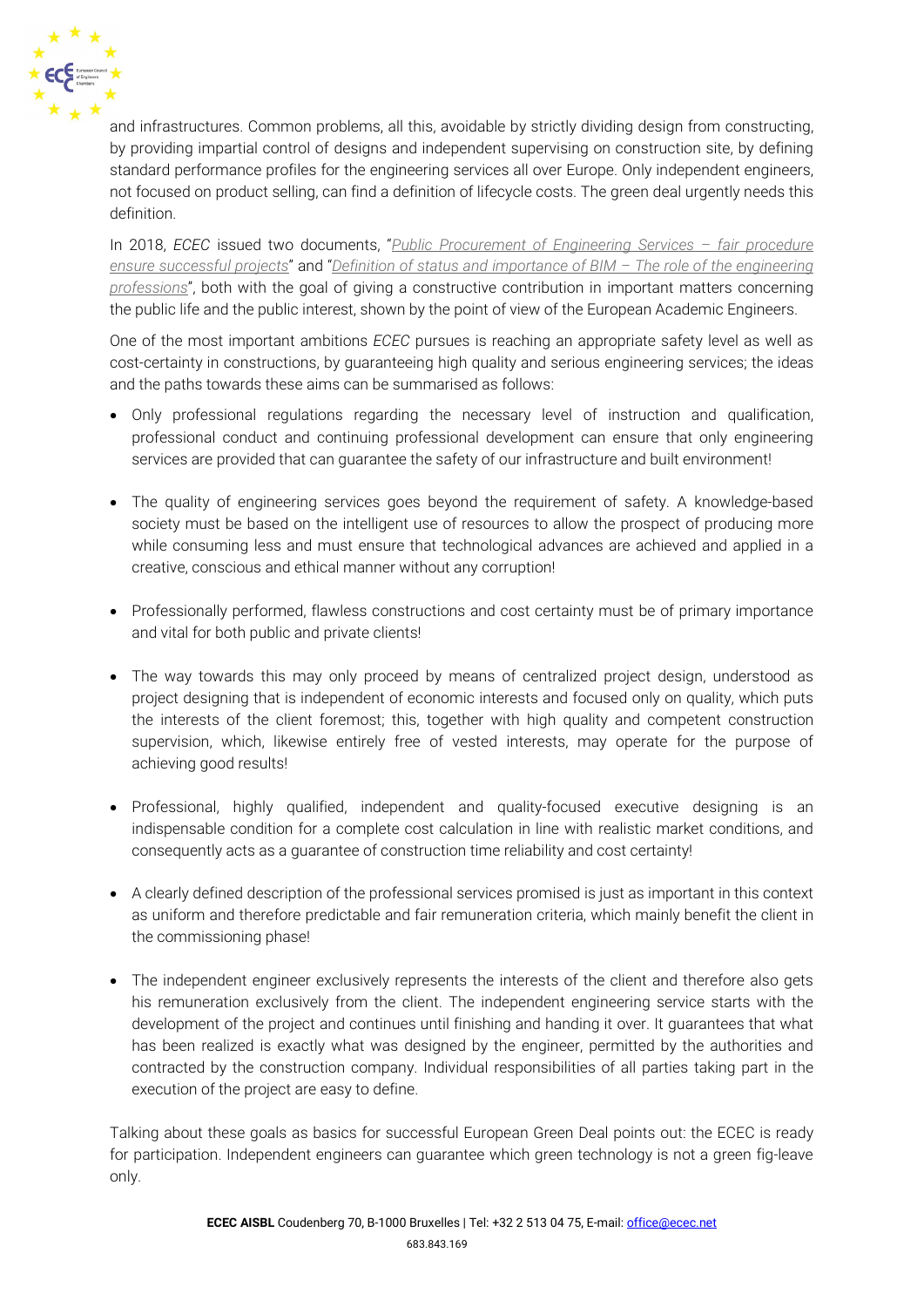and infrastructures. Common problems, all this, avoidable by strictly dividing design from constructing, by providing impartial control of designs and independent supervising on construction site, by defining standard performance profiles for the engineering services all over Europe. Only independent engineers, not focused on product selling, can find a definition of lifecycle costs. The green deal urgently needs this definition.

In 2018, *ECEC* issued two documents, "*Public Procurement of Engineering Services – fair procedure ensure successful projects*" and "*Definition of status and importance of BIM – The role of the engineering professions*", both with the goal of giving a constructive contribution in important matters concerning the public life and the public interest, shown by the point of view of the European Academic Engineers.

One of the most important ambitions *ECEC* pursues is reaching an appropriate safety level as well as cost-certainty in constructions, by guaranteeing high quality and serious engineering services; the ideas and the paths towards these aims can be summarised as follows:

- Only professional regulations regarding the necessary level of instruction and qualification, professional conduct and continuing professional development can ensure that only engineering services are provided that can guarantee the safety of our infrastructure and built environment!
- The quality of engineering services goes beyond the requirement of safety. A knowledge-based society must be based on the intelligent use of resources to allow the prospect of producing more while consuming less and must ensure that technological advances are achieved and applied in a creative, conscious and ethical manner without any corruption!
- Professionally performed, flawless constructions and cost certainty must be of primary importance and vital for both public and private clients!
- The way towards this may only proceed by means of centralized project design, understood as project designing that is independent of economic interests and focused only on quality, which puts the interests of the client foremost; this, together with high quality and competent construction supervision, which, likewise entirely free of vested interests, may operate for the purpose of achieving good results!
- Professional, highly qualified, independent and quality-focused executive designing is an indispensable condition for a complete cost calculation in line with realistic market conditions, and consequently acts as a guarantee of construction time reliability and cost certainty!
- A clearly defined description of the professional services promised is just as important in this context as uniform and therefore predictable and fair remuneration criteria, which mainly benefit the client in the commissioning phase!
- The independent engineer exclusively represents the interests of the client and therefore also gets his remuneration exclusively from the client. The independent engineering service starts with the development of the project and continues until finishing and handing it over. It guarantees that what has been realized is exactly what was designed by the engineer, permitted by the authorities and contracted by the construction company. Individual responsibilities of all parties taking part in the execution of the project are easy to define.

Talking about these goals as basics for successful European Green Deal points out: the ECEC is ready for participation. Independent engineers can guarantee which green technology is not a green fig-leave only.